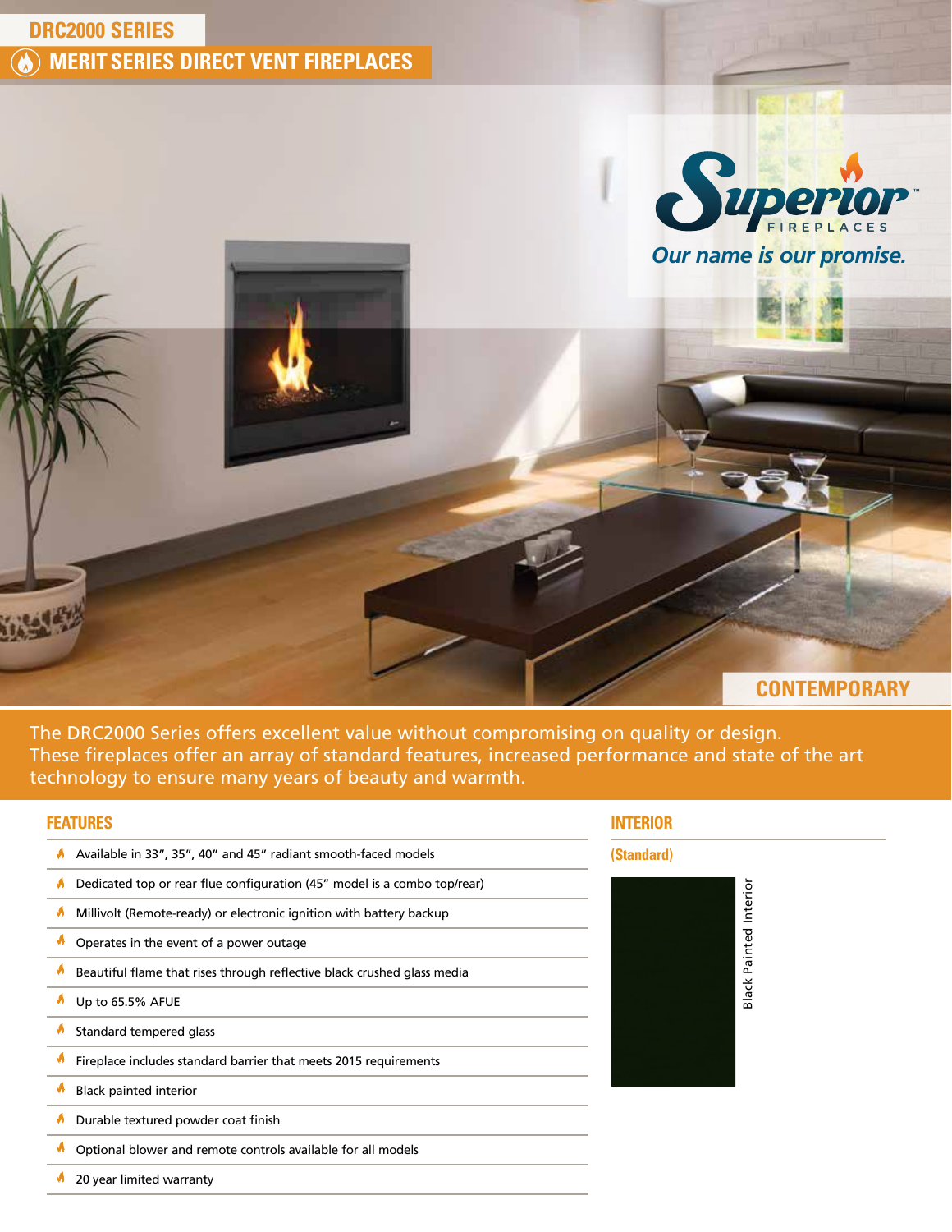# DRC2000 SERIES

## MERIT SERIES DIRECT VENT FIREPLACES

Superior FIREPLACES

*Our name is our promise.*

CONTEMPORARY

The DRC2000 Series offers excellent value without compromising on quality or design. These fireplaces offer an array of standard features, increased performance and state of the art technology to ensure many years of beauty and warmth.

## FEATURES

- Available in 33", 35", 40" and 45" radiant smooth-faced models
- Dedicated top or rear flue configuration (45" model is a combo top/rear)
- Millivolt (Remote-ready) or electronic ignition with battery backup
- Operates in the event of a power outage
- Beautiful flame that rises through reflective black crushed glass media
- Up to 65.5% AFUE
- Standard tempered glass
- Fireplace includes standard barrier that meets 2015 requirements
- Black painted interior
- Durable textured powder coat finish
- Optional blower and remote controls available for all models
- 20 year limited warranty

## INTERIOR

**(Standard)**

Black Painted Interior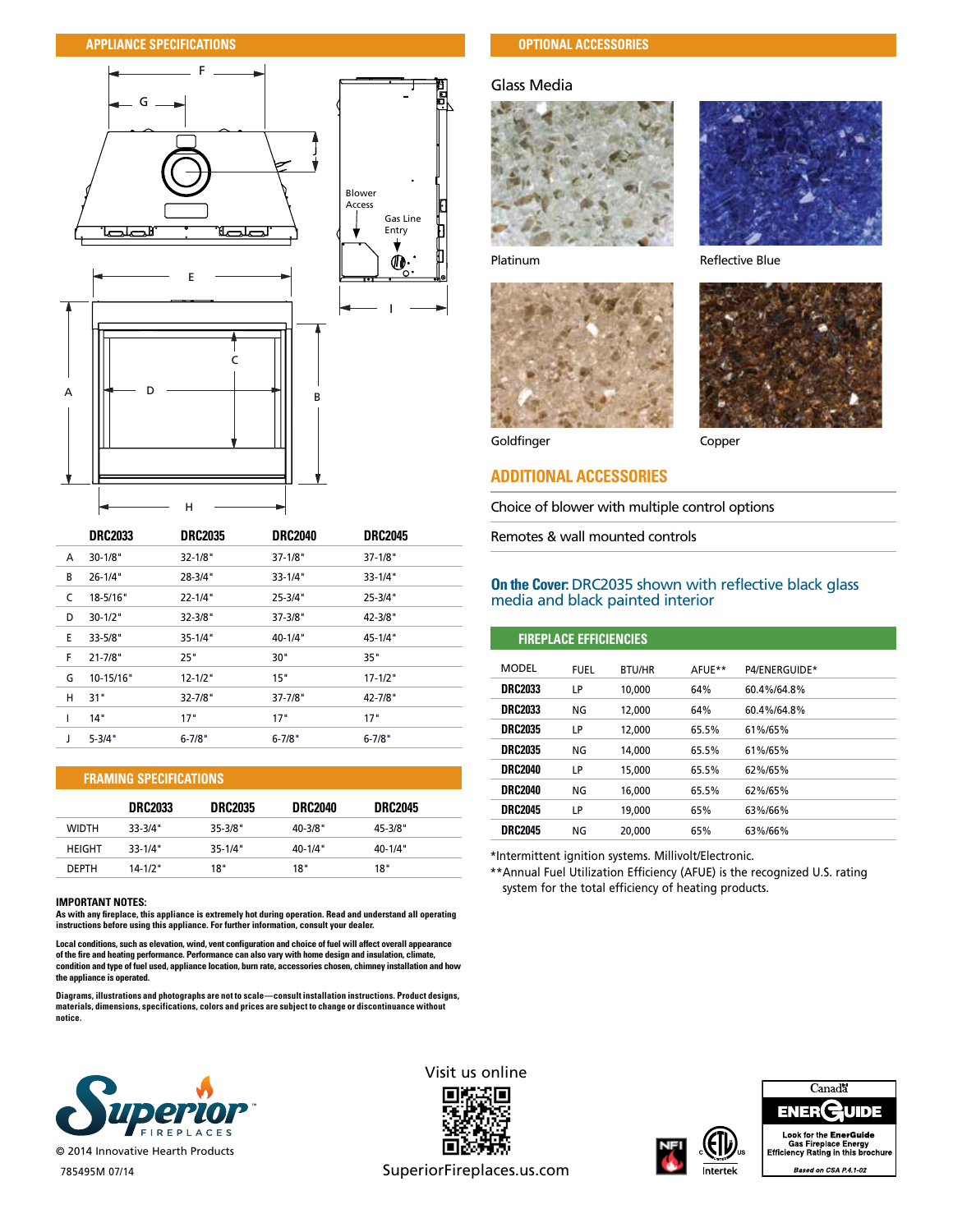## APPLIANCE SPECIFICATIONS

F
G
J
Blower Access
Gas Line Entry
E
I
C
A
D
B
H

| | DRC2033 | DRC2035 | DRC2040 | DRC2045 |
|---|---|---|---|---|
| A | 30-1/8" | 32-1/8" | 37-1/8" | 37-1/8" |
| B | 26-1/4" | 28-3/4" | 33-1/4" | 33-1/4" |
| C | 18-5/16" | 22-1/4" | 25-3/4" | 25-3/4" |
| D | 30-1/2" | 32-3/8" | 37-3/8" | 42-3/8" |
| E | 33-5/8" | 35-1/4" | 40-1/4" | 45-1/4" |
| F | 21-7/8" | 25" | 30" | 35" |
| G | 10-15/16" | 12-1/2" | 15" | 17-1/2" |
| H | 31" | 32-7/8" | 37-7/8" | 42-7/8" |
| I | 14" | 17" | 17" | 17" |
| J | 5-3/4" | 6-7/8" | 6-7/8" | 6-7/8" |

## FRAMING SPECIFICATIONS

| | DRC2033 | DRC2035 | DRC2040 | DRC2045 |
|---|---|---|---|---|
| WIDTH | 33-3/4" | 35-3/8" | 40-3/8" | 45-3/8" |
| HEIGHT | 33-1/4" | 35-1/4" | 40-1/4" | 40-1/4" |
| DEPTH | 14-1/2" | 18" | 18" | 18" |

**IMPORTANT NOTES:**

**As with any fireplace, this appliance is extremely hot during operation. Read and understand all operating instructions before using this appliance. For further information, consult your dealer.**

**Local conditions, such as elevation, wind, vent configuration and choice of fuel will affect overall appearance of the fire and heating performance. Performance can also vary with home design and insulation, climate, condition and type of fuel used, appliance location, burn rate, accessories chosen, chimney installation and how the appliance is operated.**

**Diagrams, illustrations and photographs are not to scale—consult installation instructions. Product designs, materials, dimensions, specifications, colors and prices are subject to change or discontinuance without notice.**

## OPTIONAL ACCESSORIES

Glass Media

Platinum

Reflective Blue

Goldfinger

Copper

## ADDITIONAL ACCESSORIES

Choice of blower with multiple control options

Remotes & wall mounted controls

**On the Cover:** DRC2035 shown with reflective black glass media and black painted interior

## FIREPLACE EFFICIENCIES

| MODEL | FUEL | BTU/HR | AFUE** | P4/ENERGUIDE* |
|---|---|---|---|---|
| **DRC2033** | LP | 10,000 | 64% | 60.4%/64.8% |
| **DRC2033** | NG | 12,000 | 64% | 60.4%/64.8% |
| **DRC2035** | LP | 12,000 | 65.5% | 61%/65% |
| **DRC2035** | NG | 14,000 | 65.5% | 61%/65% |
| **DRC2040** | LP | 15,000 | 65.5% | 62%/65% |
| **DRC2040** | NG | 16,000 | 65.5% | 62%/65% |
| **DRC2045** | LP | 19,000 | 65% | 63%/66% |
| **DRC2045** | NG | 20,000 | 65% | 63%/66% |

*Intermittent ignition systems. Millivolt/Electronic.

**Annual Fuel Utilization Efficiency (AFUE) is the recognized U.S. rating system for the total efficiency of heating products.

Superior Fireplaces™

© 2014 Innovative Hearth Products

785495M 07/14

Visit us online

SuperiorFireplaces.us.com

Intertek

Canada EnerGuide — Look for the EnerGuide Gas Fireplace Energy Efficiency Rating in this brochure — Based on CSA P.4.1-02